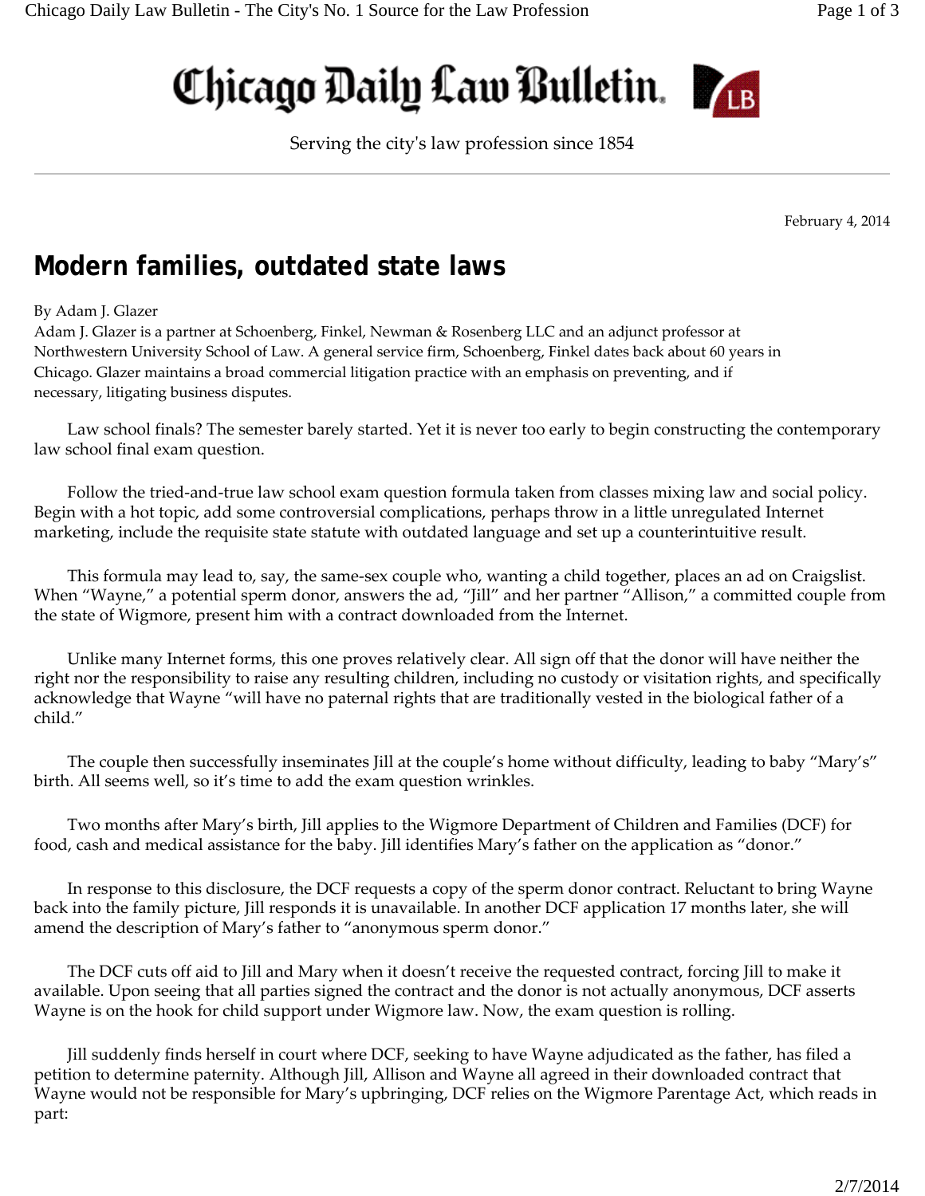# Chicago Daily Law Bulletin

Serving the city's law profession since 1854

February 4, 2014

## Modern families, outdated state laws

By Adam J. Glazer

Adam J. Glazer is a partner at Schoenberg, Finkel, Newman & Rosenberg LLC and an adjunct professor at Northwestern University School of Law. A general service firm, Schoenberg, Finkel dates back about 60 years in Chicago. Glazer maintains a broad commercial litigation practice with an emphasis on preventing, and if necessary, litigating business disputes.

Law school finals? The semester barely started. Yet it is never too early to begin constructing the contemporary law school final exam question.

Follow the tried-and-true law school exam question formula taken from classes mixing law and social policy. Begin with a hot topic, add some controversial complications, perhaps throw in a little unregulated Internet marketing, include the requisite state statute with outdated language and set up a counterintuitive result.

This formula may lead to, say, the same-sex couple who, wanting a child together, places an ad on Craigslist. When "Wayne," a potential sperm donor, answers the ad, "Jill" and her partner "Allison," a committed couple from the state of Wigmore, present him with a contract downloaded from the Internet.

Unlike many Internet forms, this one proves relatively clear. All sign off that the donor will have neither the right nor the responsibility to raise any resulting children, including no custody or visitation rights, and specifically acknowledge that Wayne "will have no paternal rights that are traditionally vested in the biological father of a child."

The couple then successfully inseminates Jill at the couple's home without difficulty, leading to baby "Mary's" birth. All seems well, so it's time to add the exam question wrinkles.

Two months after Mary's birth, Jill applies to the Wigmore Department of Children and Families (DCF) for food, cash and medical assistance for the baby. Jill identifies Mary's father on the application as "donor."

In response to this disclosure, the DCF requests a copy of the sperm donor contract. Reluctant to bring Wayne back into the family picture, Jill responds it is unavailable. In another DCF application 17 months later, she will amend the description of Mary's father to "anonymous sperm donor."

The DCF cuts off aid to Jill and Mary when it doesn't receive the requested contract, forcing Jill to make it available. Upon seeing that all parties signed the contract and the donor is not actually anonymous, DCF asserts Wayne is on the hook for child support under Wigmore law. Now, the exam question is rolling.

Jill suddenly finds herself in court where DCF, seeking to have Wayne adjudicated as the father, has filed a petition to determine paternity. Although Jill, Allison and Wayne all agreed in their downloaded contract that Wayne would not be responsible for Mary's upbringing, DCF relies on the Wigmore Parentage Act, which reads in part: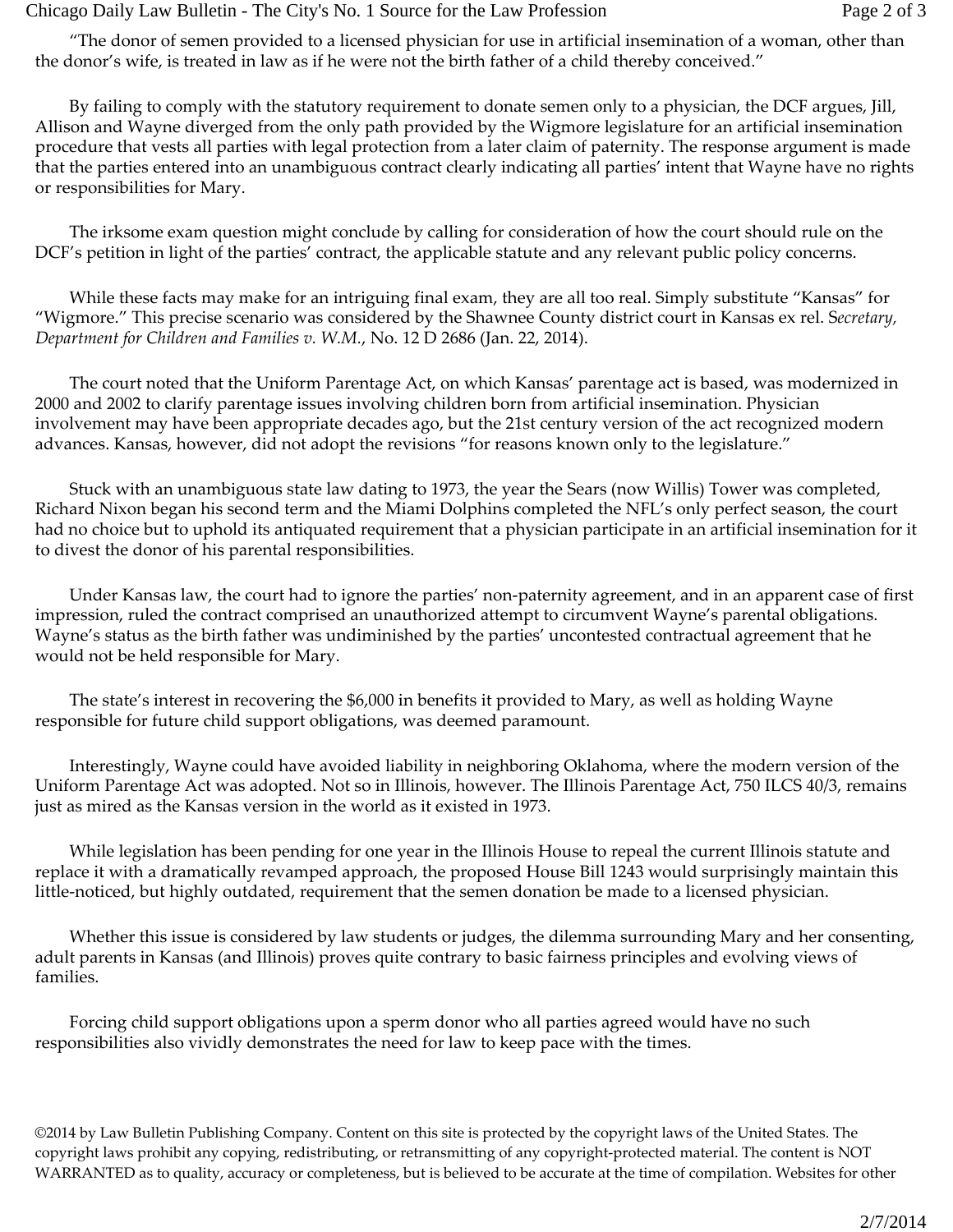"The donor of semen provided to a licensed physician for use in artificial insemination of a woman, other than the donor's wife, is treated in law as if he were not the birth father of a child thereby conceived."

By failing to comply with the statutory requirement to donate semen only to a physician, the DCF argues, Jill, Allison and Wayne diverged from the only path provided by the Wigmore legislature for an artificial insemination procedure that vests all parties with legal protection from a later claim of paternity. The response argument is made that the parties entered into an unambiguous contract clearly indicating all parties' intent that Wayne have no rights or responsibilities for Mary.

The irksome exam question might conclude by calling for consideration of how the court should rule on the DCF's petition in light of the parties' contract, the applicable statute and any relevant public policy concerns.

While these facts may make for an intriguing final exam, they are all too real. Simply substitute "Kansas" for "Wigmore." This precise scenario was considered by the Shawnee County district court in Kansas ex rel. *Secretary, Department for Children and Families v. W.M.*, No. 12 D 2686 (Jan. 22, 2014).

The court noted that the Uniform Parentage Act, on which Kansas' parentage act is based, was modernized in 2000 and 2002 to clarify parentage issues involving children born from artificial insemination. Physician involvement may have been appropriate decades ago, but the 21st century version of the act recognized modern advances. Kansas, however, did not adopt the revisions "for reasons known only to the legislature."

Stuck with an unambiguous state law dating to 1973, the year the Sears (now Willis) Tower was completed, Richard Nixon began his second term and the Miami Dolphins completed the NFL's only perfect season, the court had no choice but to uphold its antiquated requirement that a physician participate in an artificial insemination for it to divest the donor of his parental responsibilities.

Under Kansas law, the court had to ignore the parties' non-paternity agreement, and in an apparent case of first impression, ruled the contract comprised an unauthorized attempt to circumvent Wayne's parental obligations. Wayne's status as the birth father was undiminished by the parties' uncontested contractual agreement that he would not be held responsible for Mary.

The state's interest in recovering the $6,000 in benefits it provided to Mary, as well as holding Wayne responsible for future child support obligations, was deemed paramount.

Interestingly, Wayne could have avoided liability in neighboring Oklahoma, where the modern version of the Uniform Parentage Act was adopted. Not so in Illinois, however. The Illinois Parentage Act, 750 ILCS 40/3, remains just as mired as the Kansas version in the world as it existed in 1973.

While legislation has been pending for one year in the Illinois House to repeal the current Illinois statute and replace it with a dramatically revamped approach, the proposed House Bill 1243 would surprisingly maintain this little-noticed, but highly outdated, requirement that the semen donation be made to a licensed physician.

Whether this issue is considered by law students or judges, the dilemma surrounding Mary and her consenting, adult parents in Kansas (and Illinois) proves quite contrary to basic fairness principles and evolving views of families.

Forcing child support obligations upon a sperm donor who all parties agreed would have no such responsibilities also vividly demonstrates the need for law to keep pace with the times.

©2014 by Law Bulletin Publishing Company. Content on this site is protected by the copyright laws of the United States. The copyright laws prohibit any copying, redistributing, or retransmitting of any copyright-protected material. The content is NOT WARRANTED as to quality, accuracy or completeness, but is believed to be accurate at the time of compilation. Websites for other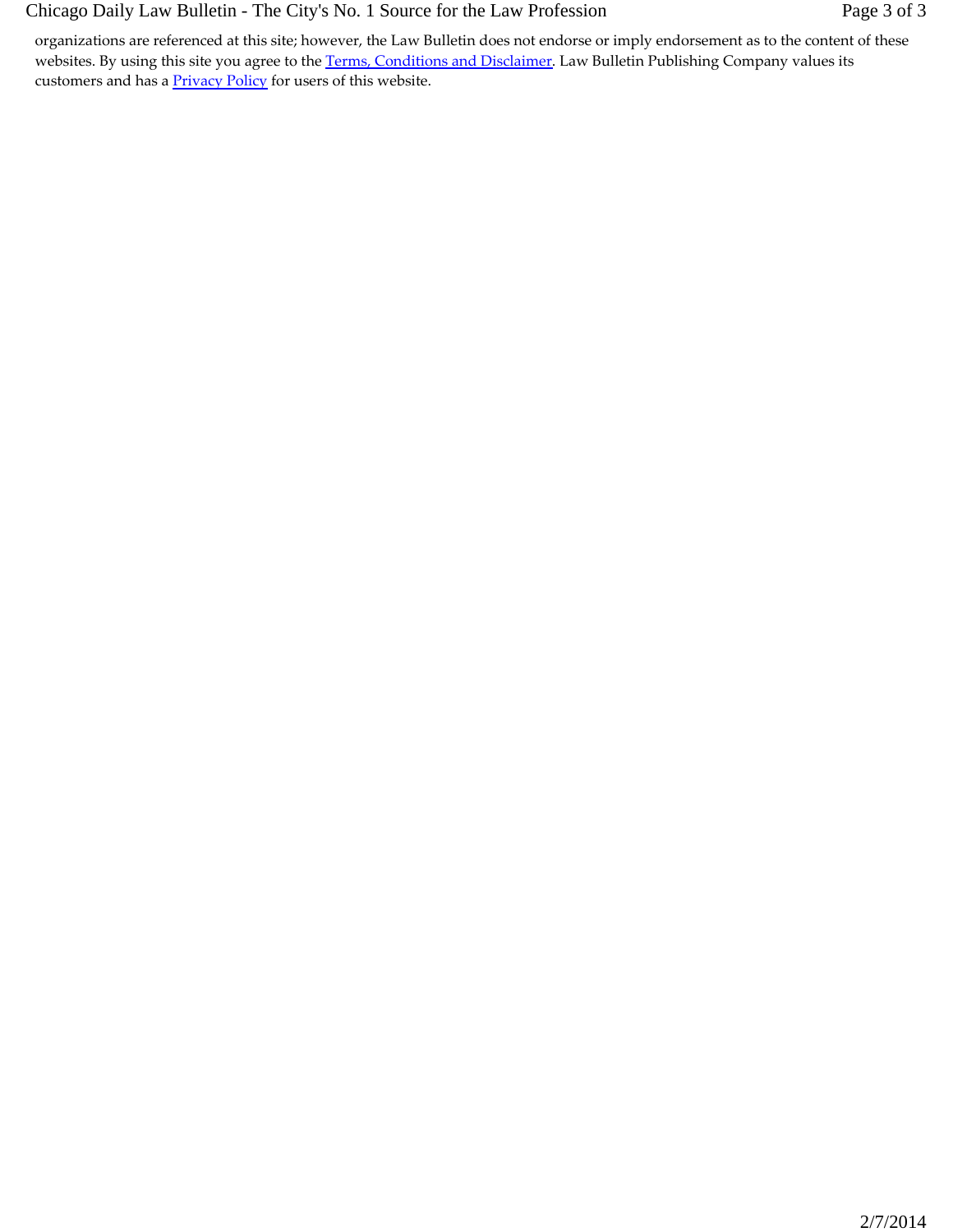organizations are referenced at this site; however, the Law Bulletin does not endorse or imply endorsement as to the content of these websites. By using this site you agree to the Terms, Conditions and Disclaimer. Law Bulletin Publishing Company values its customers and has a Privacy Policy for users of this website.